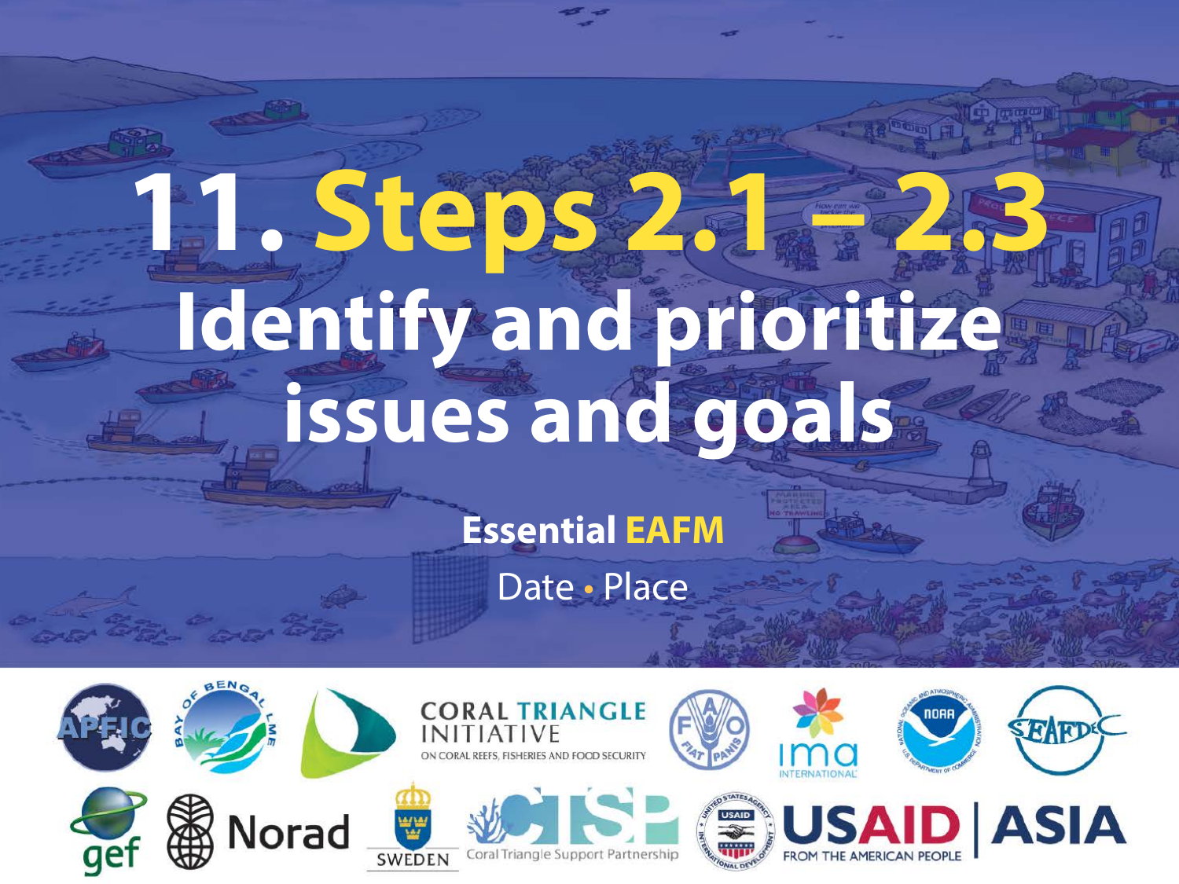# 11. Steps 2.1 – 2.3

# Identify and prioritize issues and goals

**Essential EAFM**

Date • Place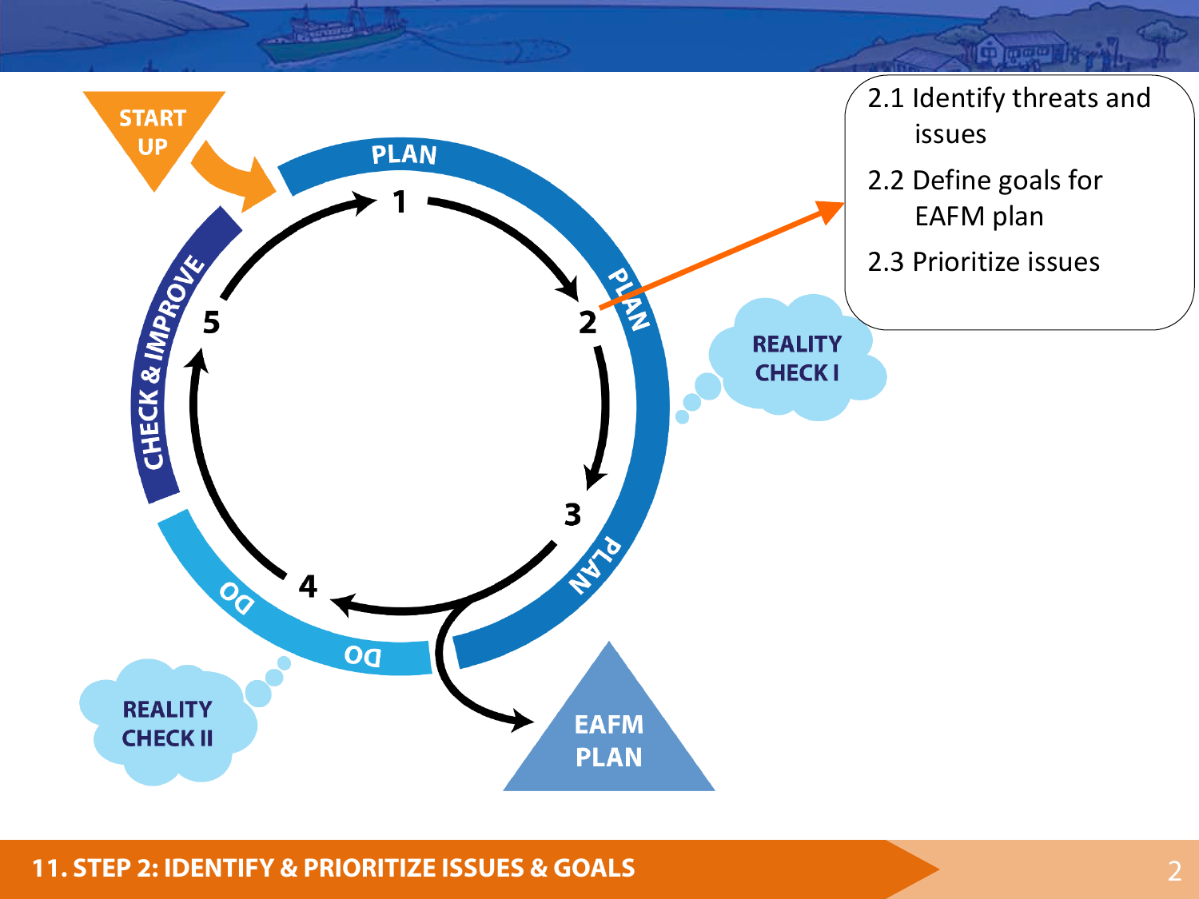# 11. STEP 2: IDENTIFY & PRIORITIZE ISSUES & GOALS

START UP

PLAN

1

2

3

4

5

PLAN

PLAN

DO

DO

CHECK & IMPROVE

REALITY CHECK I

REALITY CHECK II

EAFM PLAN

2.1 Identify threats and issues

2.2 Define goals for EAFM plan

2.3 Prioritize issues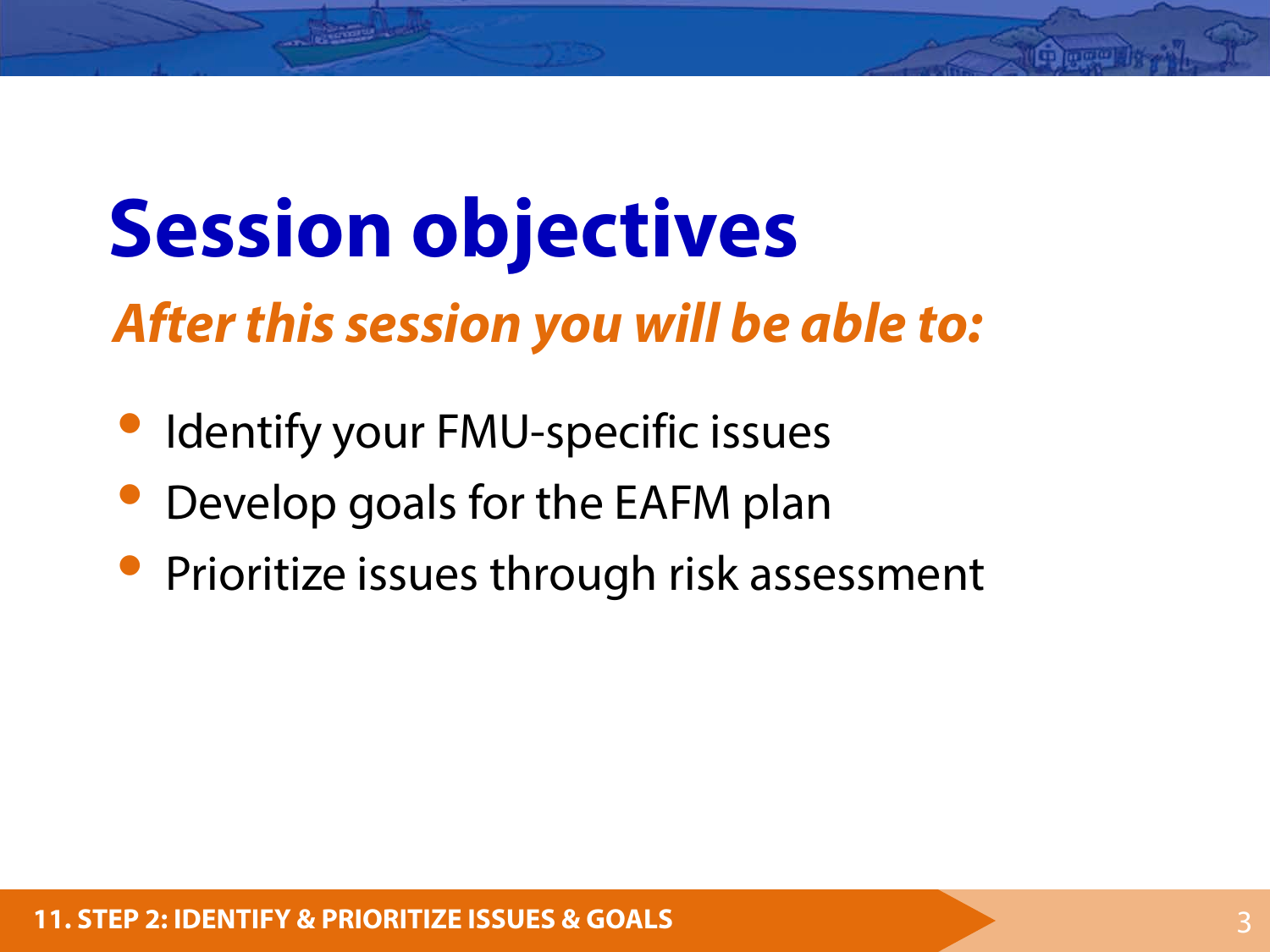# Session objectives

***After this session you will be able to:***

- Identify your FMU-specific issues
- Develop goals for the EAFM plan
- Prioritize issues through risk assessment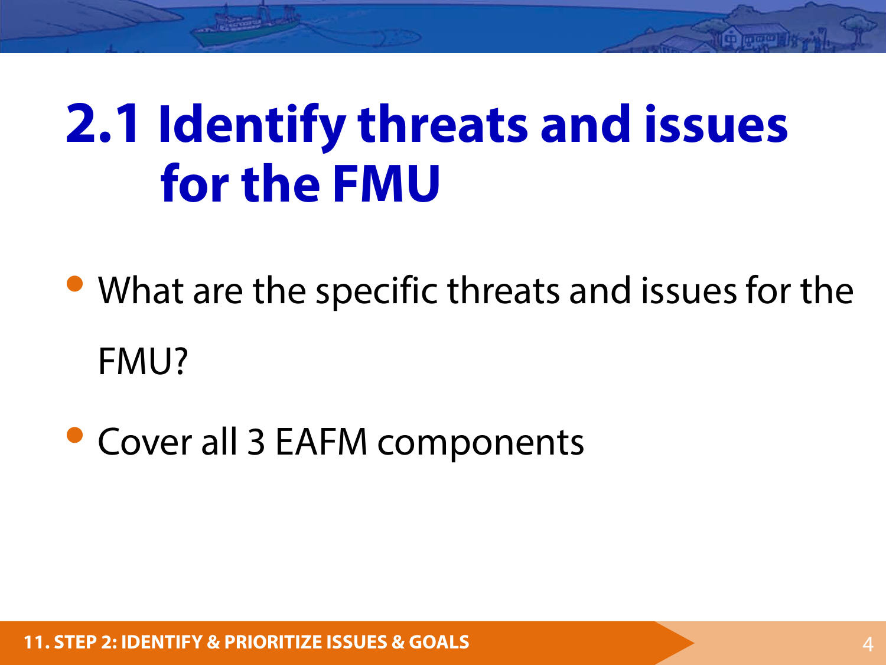# 2.1 Identify threats and issues for the FMU

- What are the specific threats and issues for the FMU?
- Cover all 3 EAFM components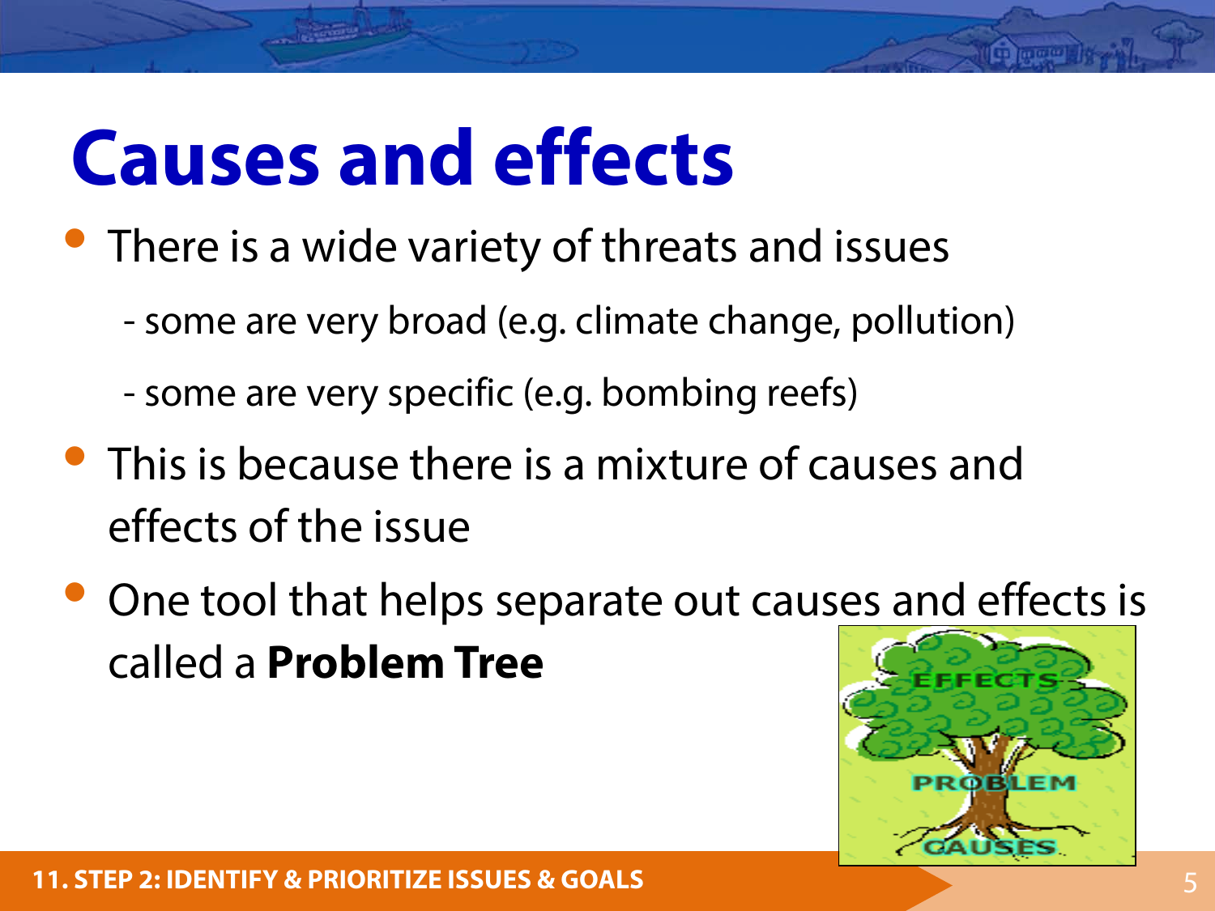# Causes and effects

- There is a wide variety of threats and issues
  - some are very broad (e.g. climate change, pollution)
  - some are very specific (e.g. bombing reefs)
- This is because there is a mixture of causes and effects of the issue
- One tool that helps separate out causes and effects is called a **Problem Tree**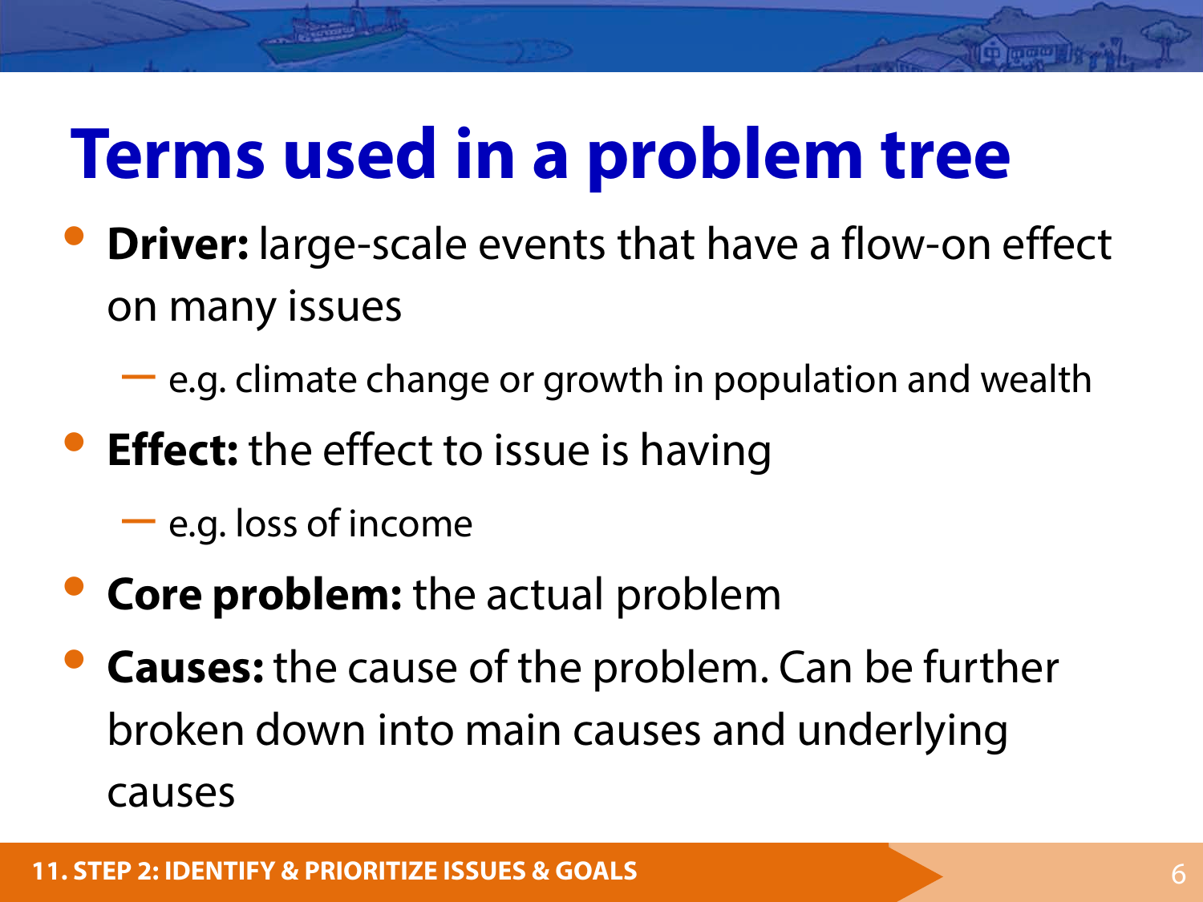# Terms used in a problem tree

- **Driver:** large-scale events that have a flow-on effect on many issues
  - e.g. climate change or growth in population and wealth
- **Effect:** the effect to issue is having
  - e.g. loss of income
- **Core problem:** the actual problem
- **Causes:** the cause of the problem. Can be further broken down into main causes and underlying causes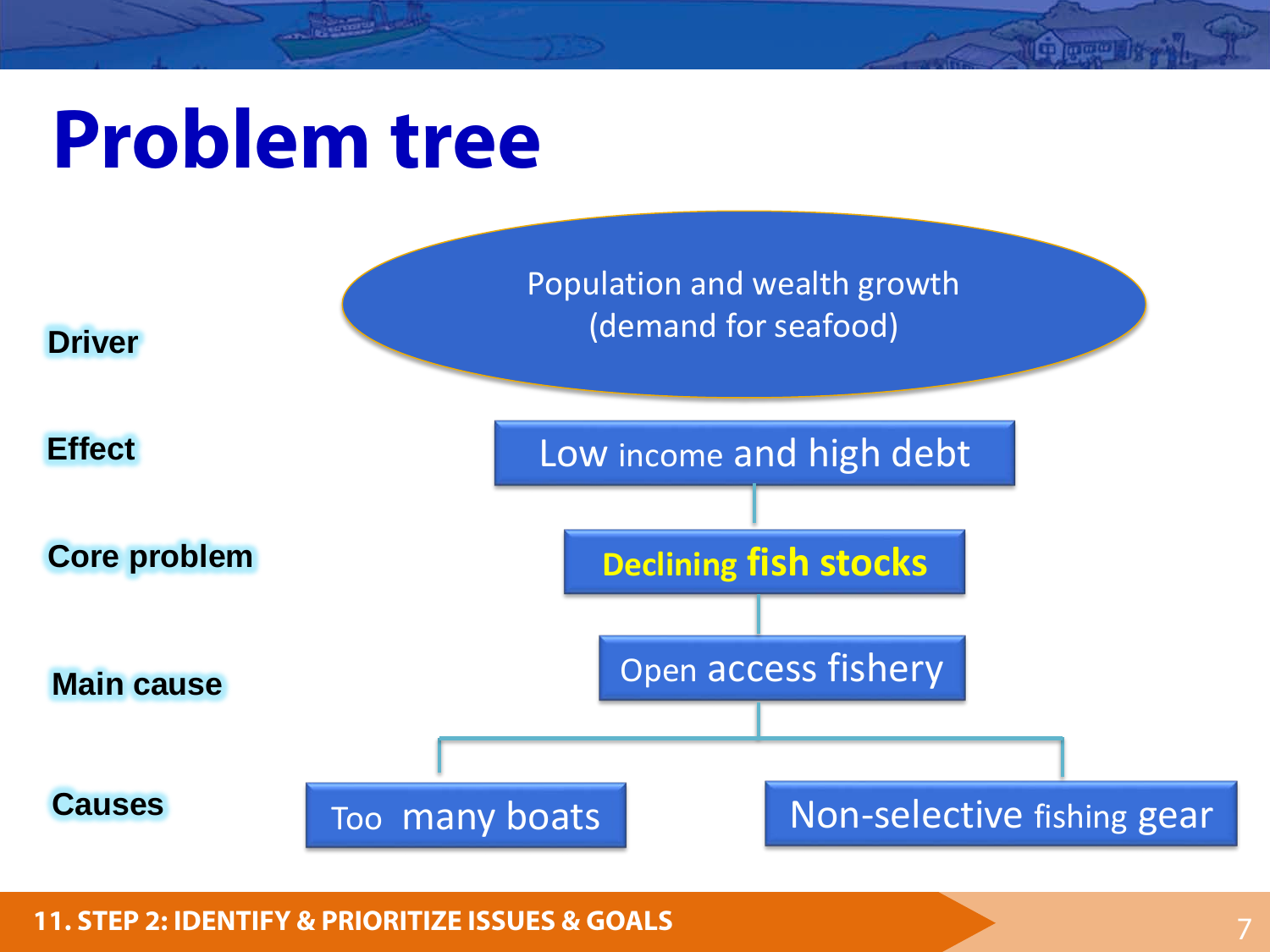# Problem tree

| Level | Content |
| --- | --- |
| Driver | Population and wealth growth (demand for seafood) |
| Effect | Low income and high debt |
| Core problem | Declining fish stocks |
| Main cause | Open access fishery |
| Causes | Too many boats; Non-selective fishing gear |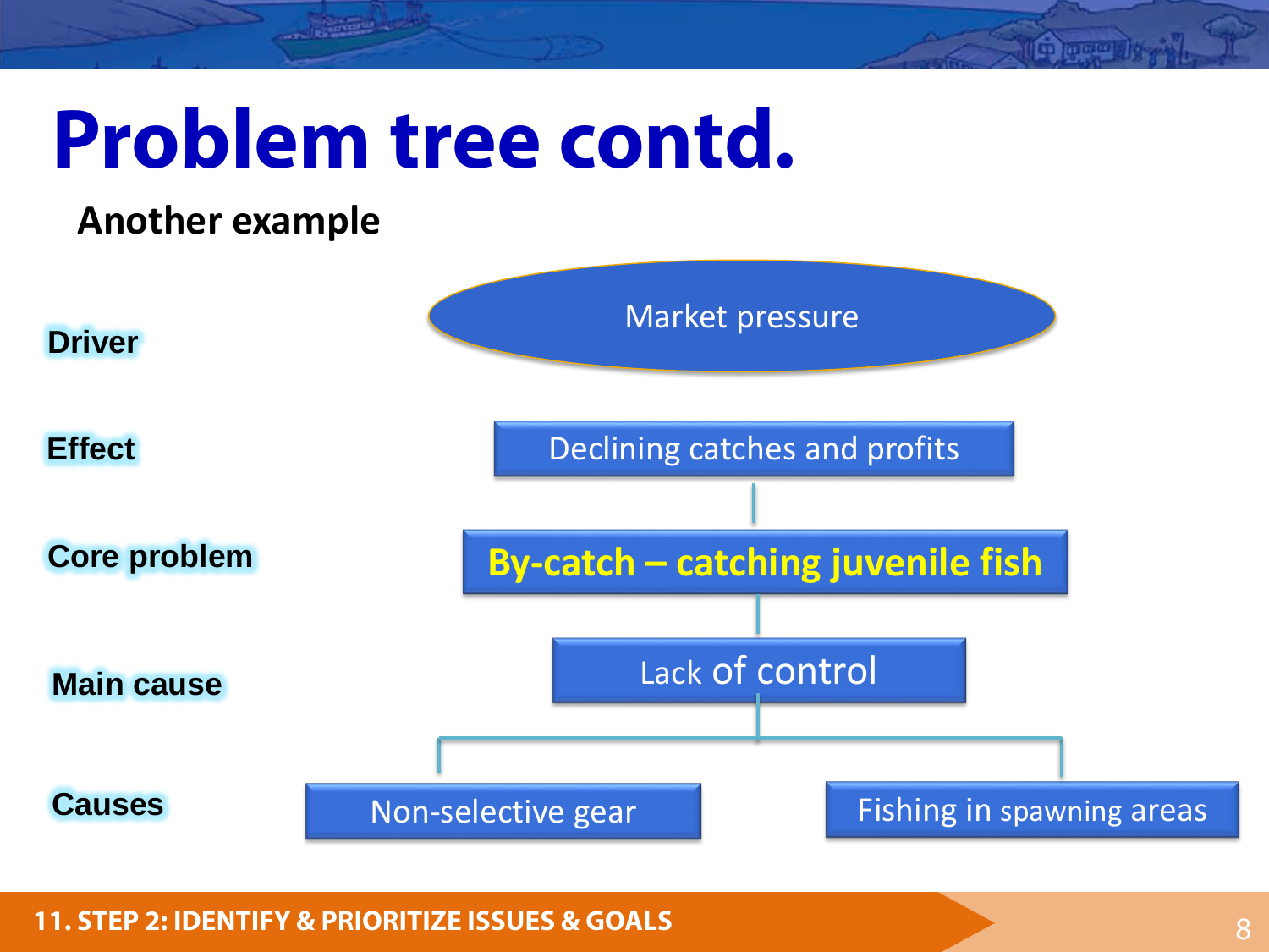# Problem tree contd.

**Another example**

| Level | Content |
| --- | --- |
| Driver | Market pressure |
| Effect | Declining catches and profits |
| Core problem | By-catch – catching juvenile fish |
| Main cause | Lack of control |
| Causes | Non-selective gear; Fishing in spawning areas |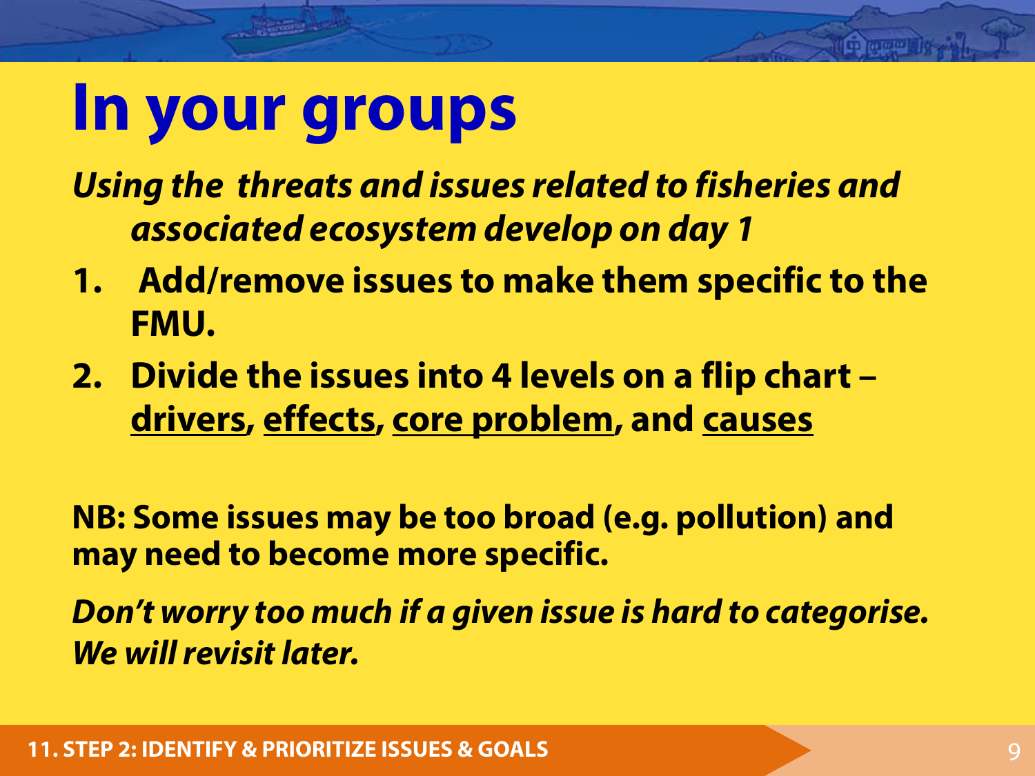# In your groups

***Using the threats and issues related to fisheries and associated ecosystem develop on day 1***

1. **Add/remove issues to make them specific to the FMU.**
2. **Divide the issues into 4 levels on a flip chart – <u>drivers</u>, <u>effects</u>, <u>core problem</u>, and <u>causes</u>**

**NB: Some issues may be too broad (e.g. pollution) and may need to become more specific.**

***Don't worry too much if a given issue is hard to categorise. We will revisit later.***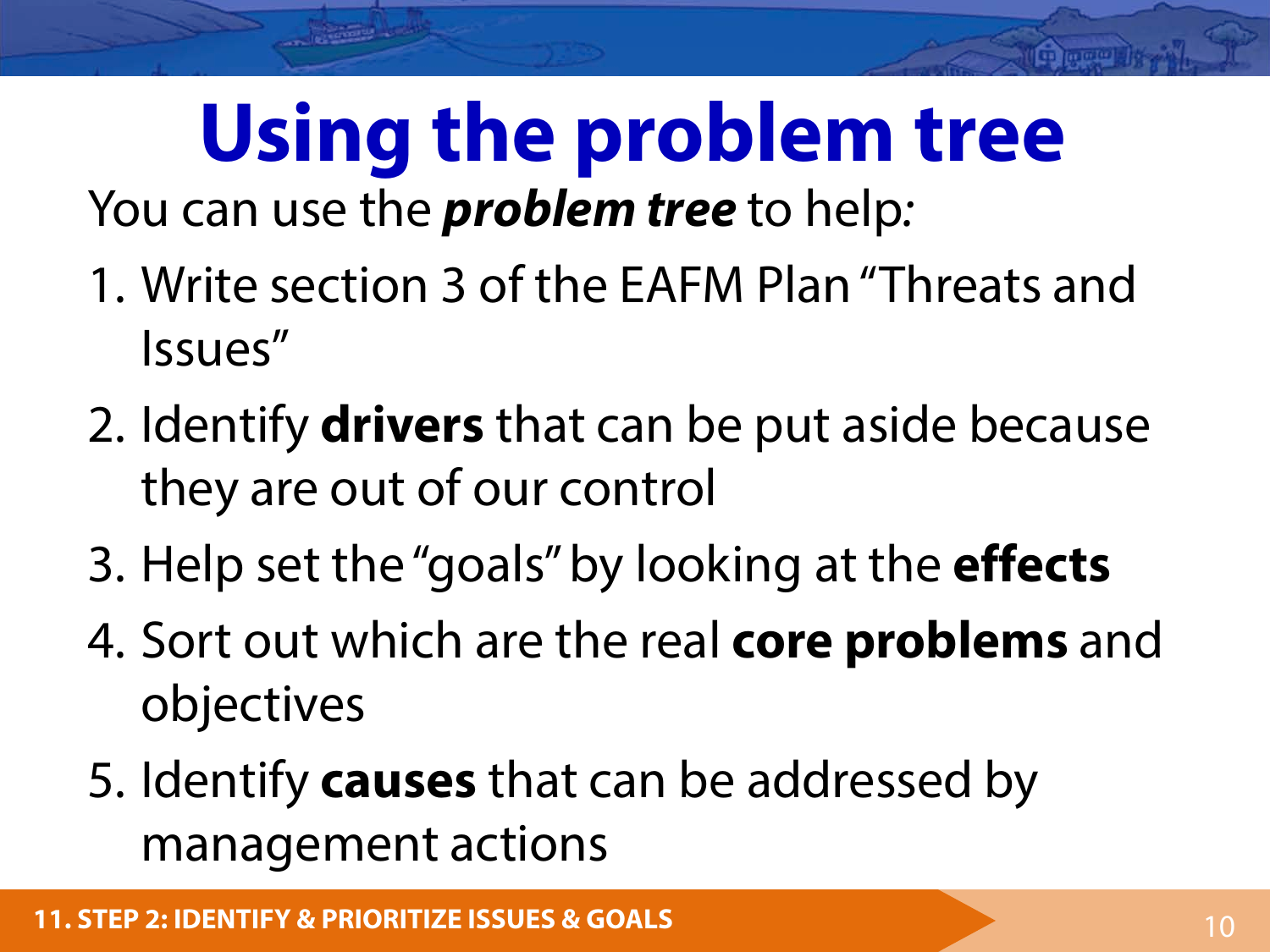# Using the problem tree

You can use the ***problem tree*** to help:

1. Write section 3 of the EAFM Plan "Threats and Issues"
2. Identify **drivers** that can be put aside because they are out of our control
3. Help set the "goals" by looking at the **effects**
4. Sort out which are the real **core problems** and objectives
5. Identify **causes** that can be addressed by management actions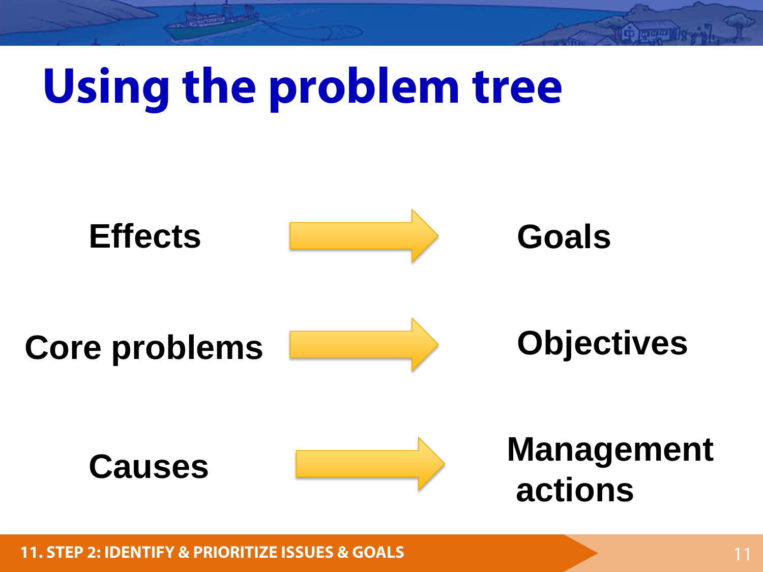# Using the problem tree

| | | |
|---|---|---|
| Effects | → | Goals |
| Core problems | → | Objectives |
| Causes | → | Management actions |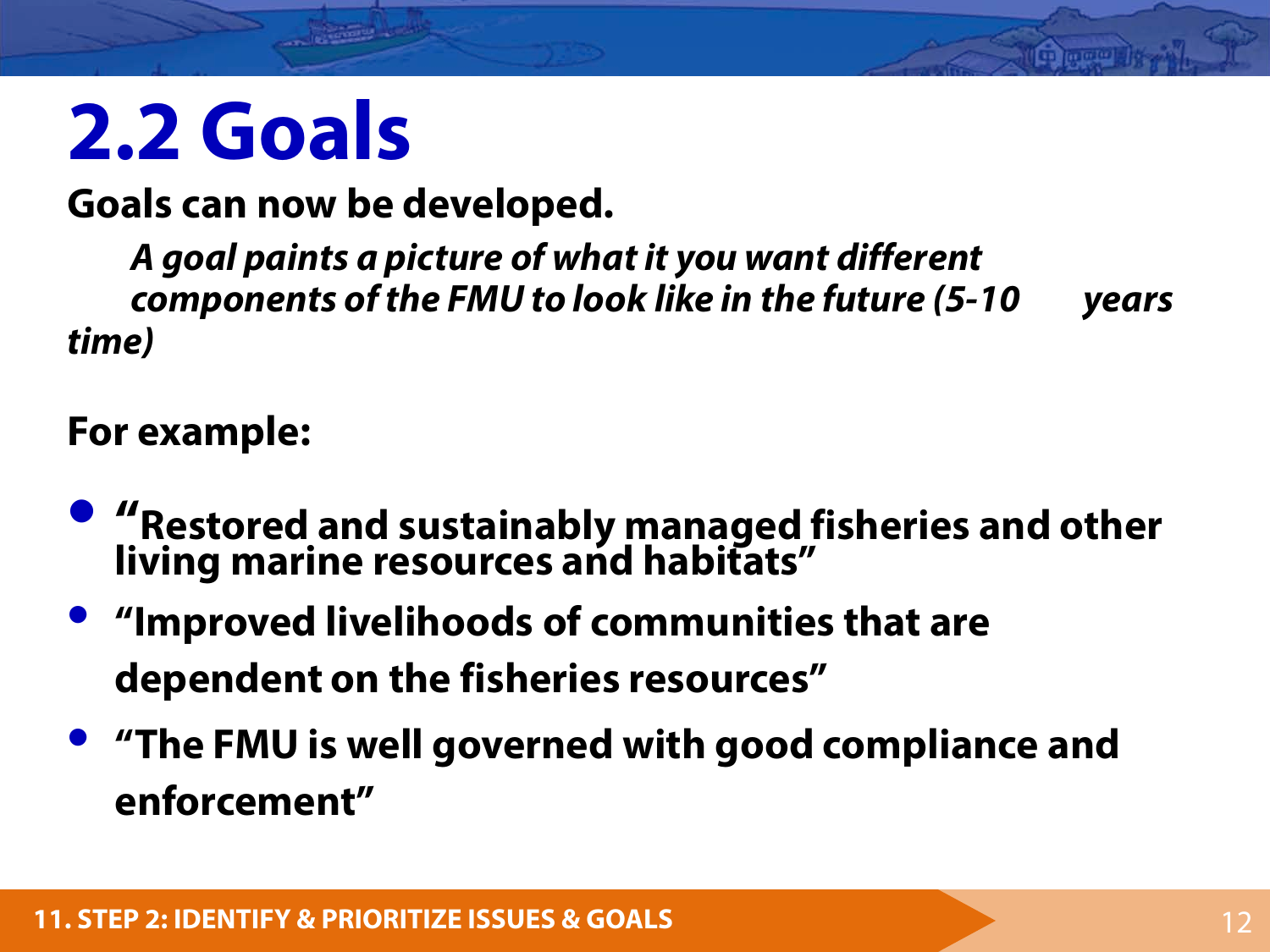# 2.2 Goals

**Goals can now be developed.**

***A goal paints a picture of what it you want different components of the FMU to look like in the future (5-10 years time)***

**For example:**

- **"Restored and sustainably managed fisheries and other living marine resources and habitats"**
- **"Improved livelihoods of communities that are dependent on the fisheries resources"**
- **"The FMU is well governed with good compliance and enforcement"**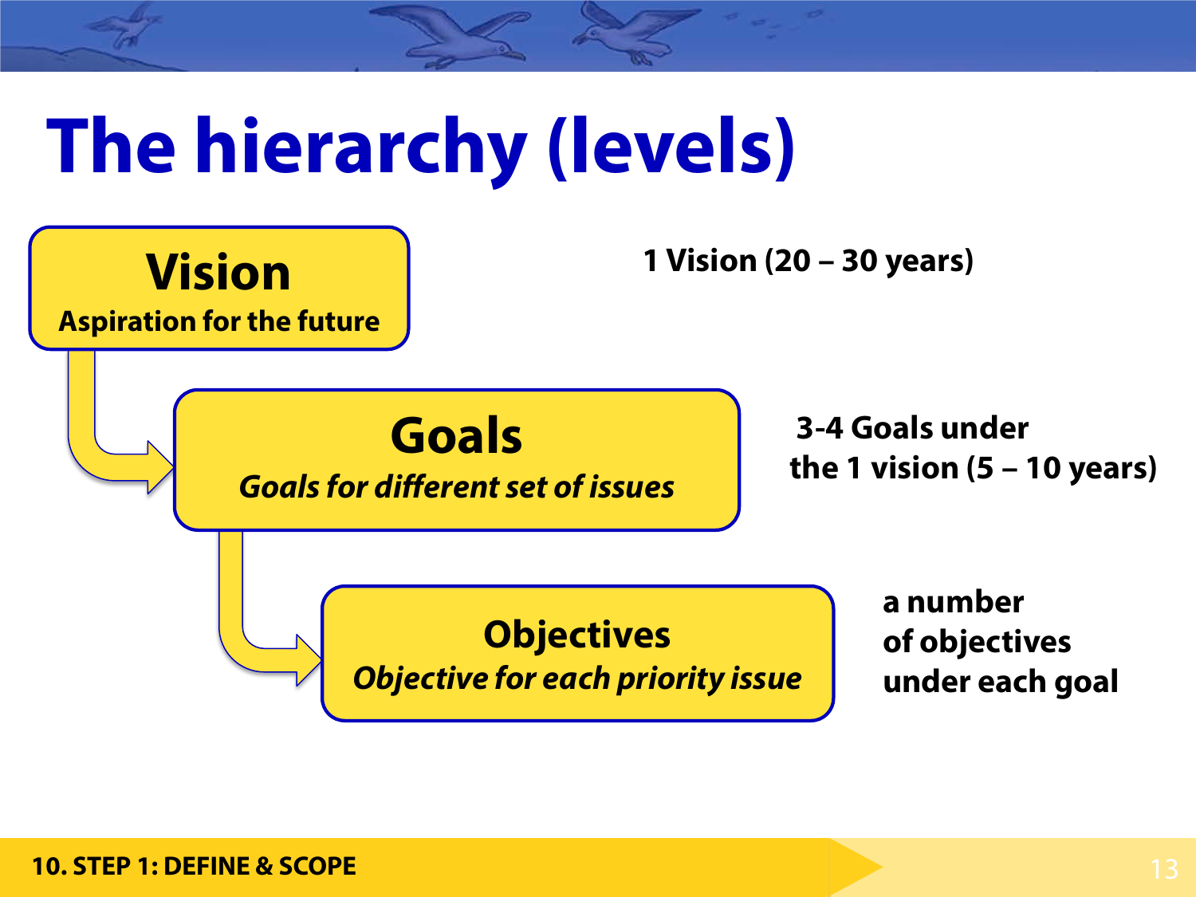# The hierarchy (levels)

**Vision**
**Aspiration for the future**

**1 Vision (20 – 30 years)**

**Goals**
***Goals for different set of issues***

**3-4 Goals under the 1 vision (5 – 10 years)**

**Objectives**
***Objective for each priority issue***

**a number of objectives under each goal**

**10. STEP 1: DEFINE & SCOPE**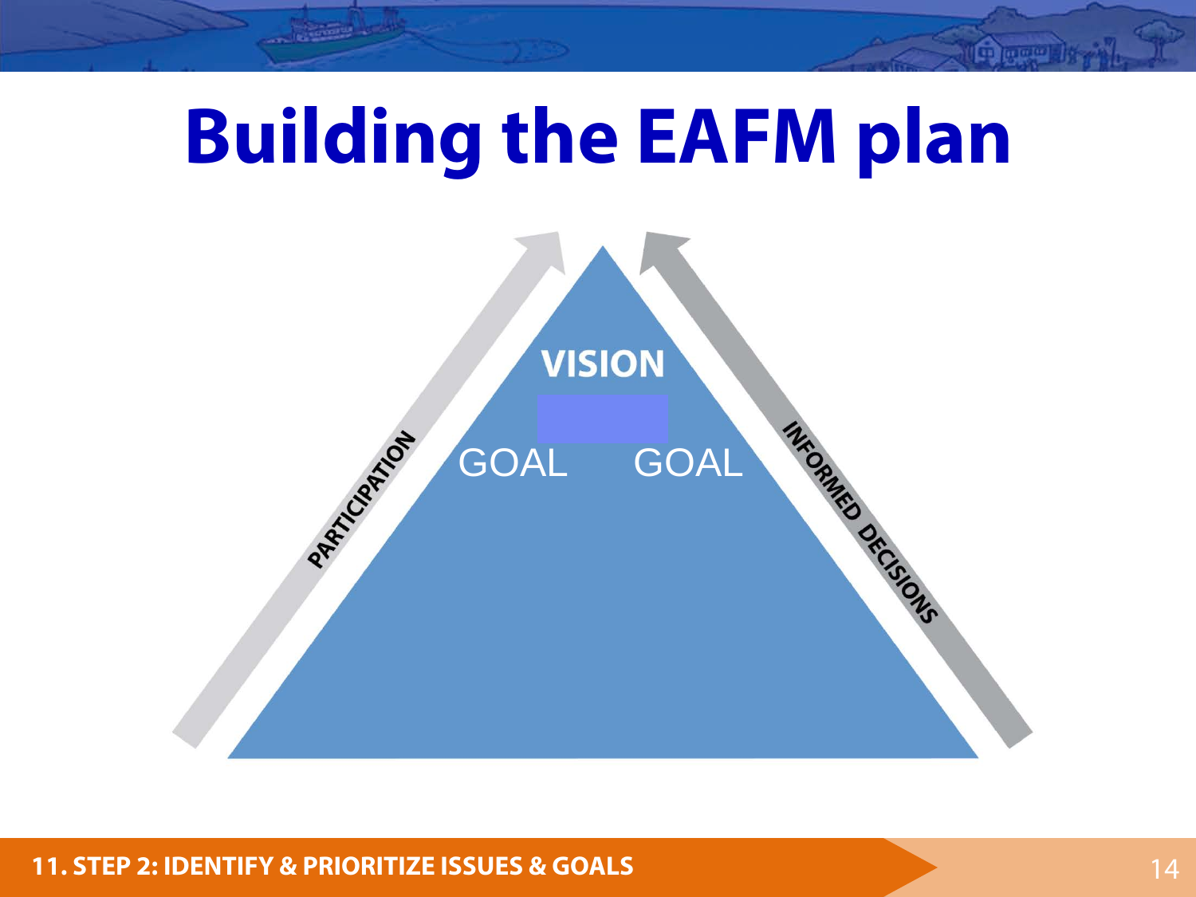# Building the EAFM plan

PARTICIPATION

VISION

GOAL GOAL

INFORMED DECISIONS

11. STEP 2: IDENTIFY & PRIORITIZE ISSUES & GOALS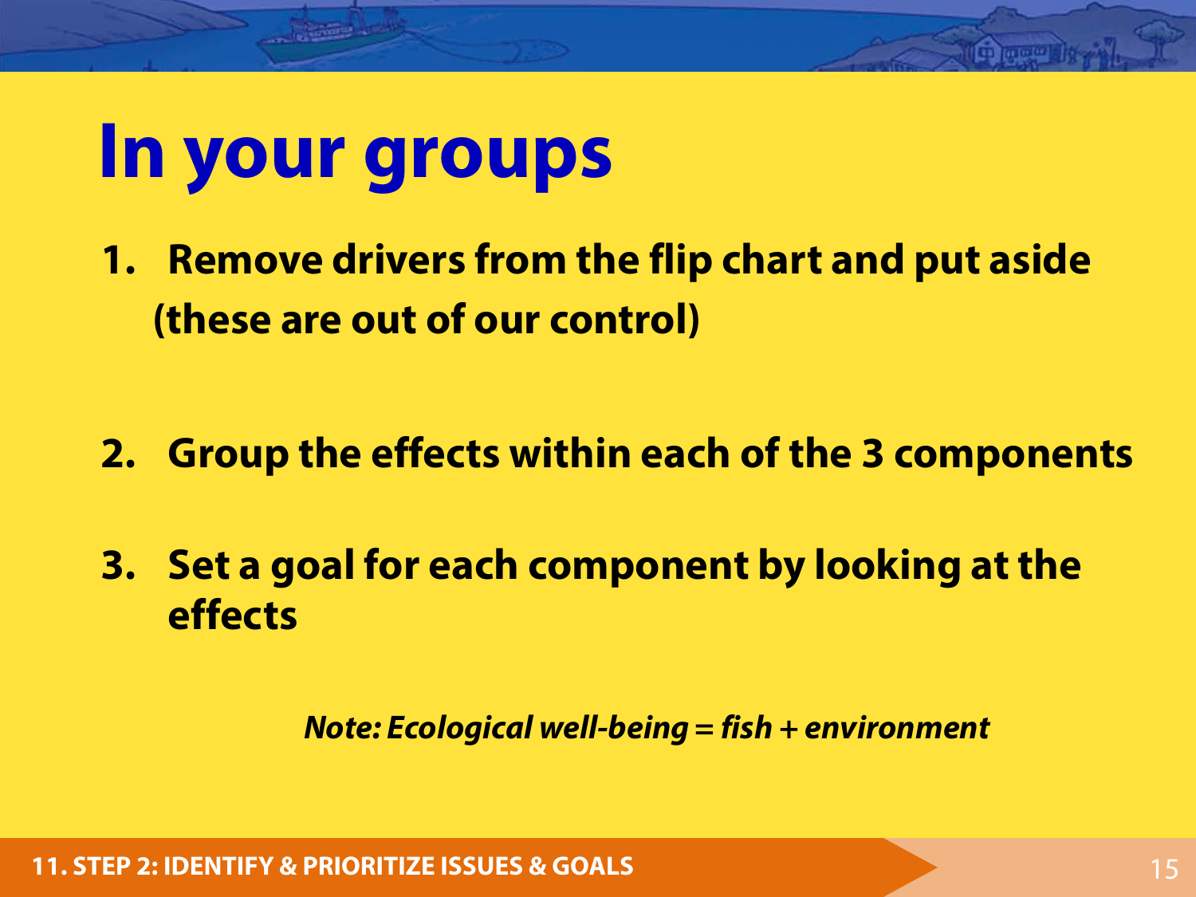# In your groups

1. **Remove drivers from the flip chart and put aside (these are out of our control)**

2. **Group the effects within each of the 3 components**

3. **Set a goal for each component by looking at the effects**

***Note: Ecological well-being = fish + environment***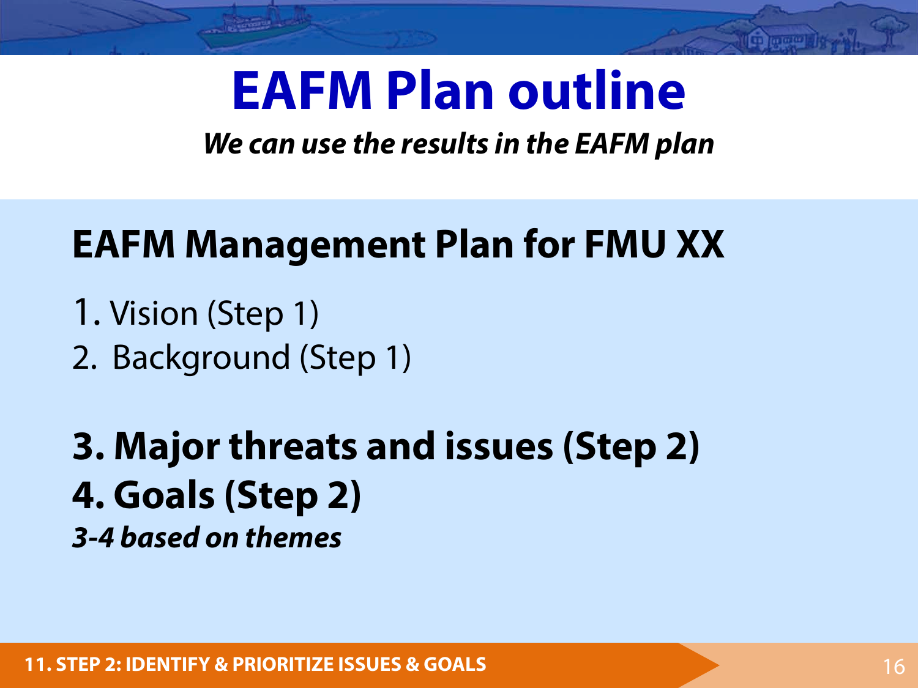# EAFM Plan outline

***We can use the results in the EAFM plan***

## EAFM Management Plan for FMU XX

1. Vision (Step 1)
2. Background (Step 1)

**3. Major threats and issues (Step 2)**
**4. Goals (Step 2)**
***3-4 based on themes***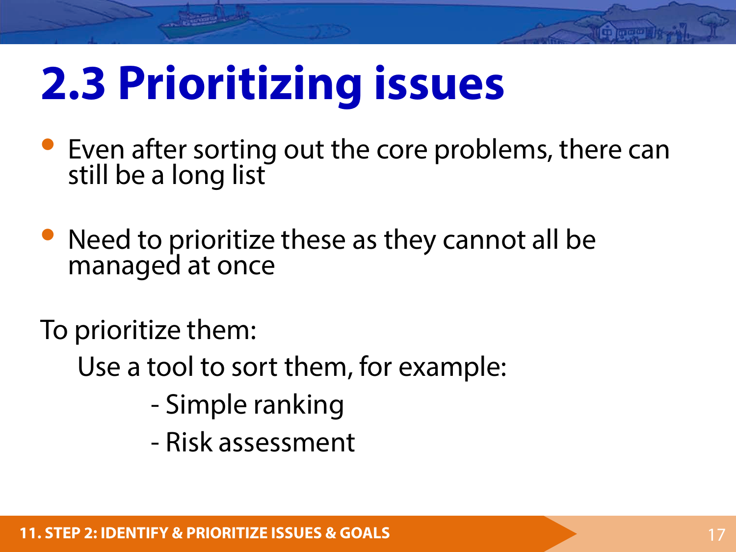# 2.3 Prioritizing issues

- Even after sorting out the core problems, there can still be a long list
- Need to prioritize these as they cannot all be managed at once

To prioritize them:

Use a tool to sort them, for example:

- Simple ranking
- Risk assessment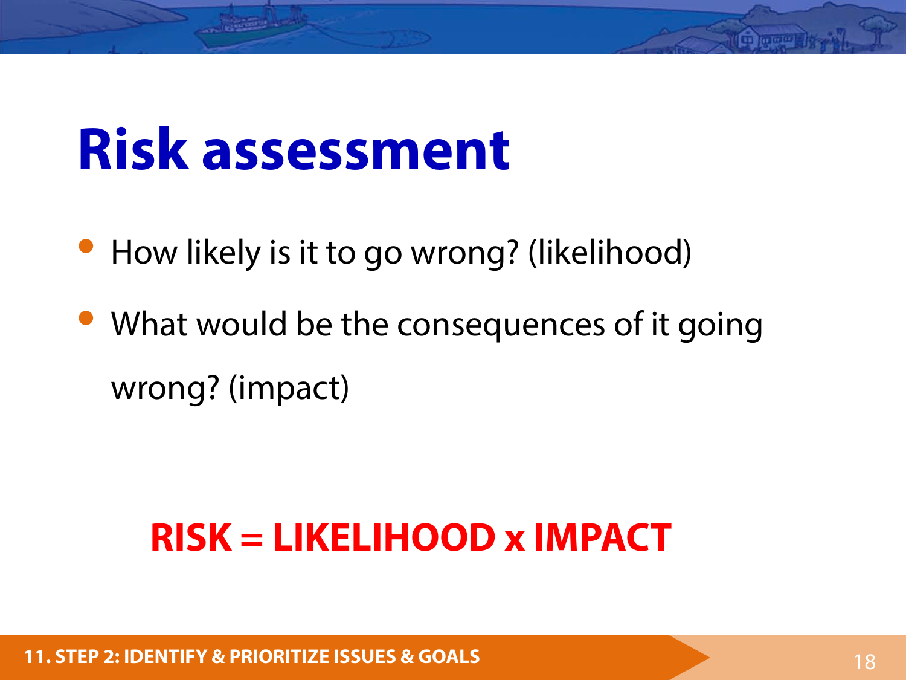# Risk assessment

- How likely is it to go wrong? (likelihood)
- What would be the consequences of it going wrong? (impact)

**RISK = LIKELIHOOD x IMPACT**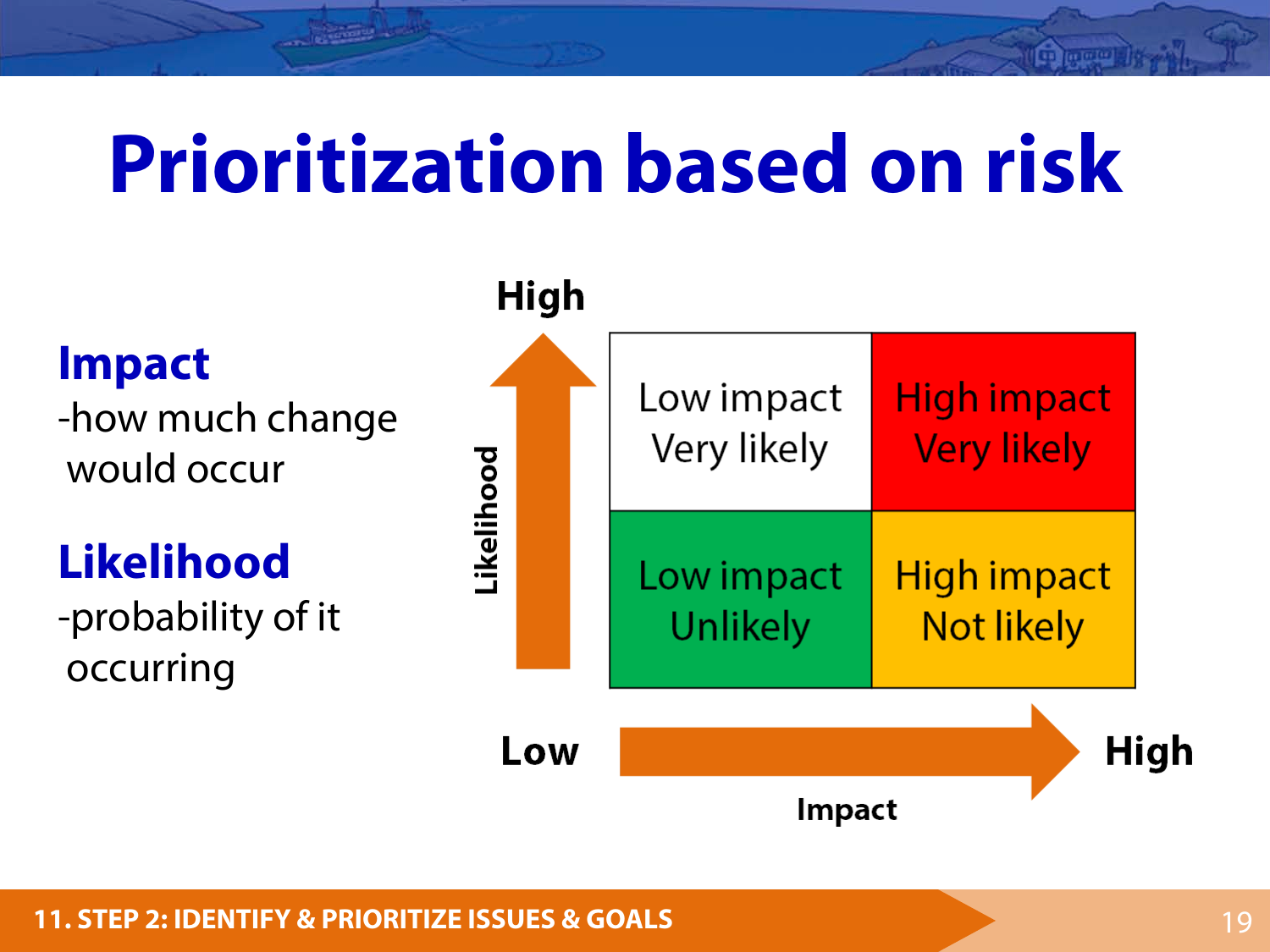# Prioritization based on risk

**Impact**

-how much change would occur

**Likelihood**

-probability of it occurring

| Likelihood ↑ / Impact → | Low | High |
|---|---|---|
| High | Low impact Very likely | High impact Very likely |
| Low | Low impact Unlikely | High impact Not likely |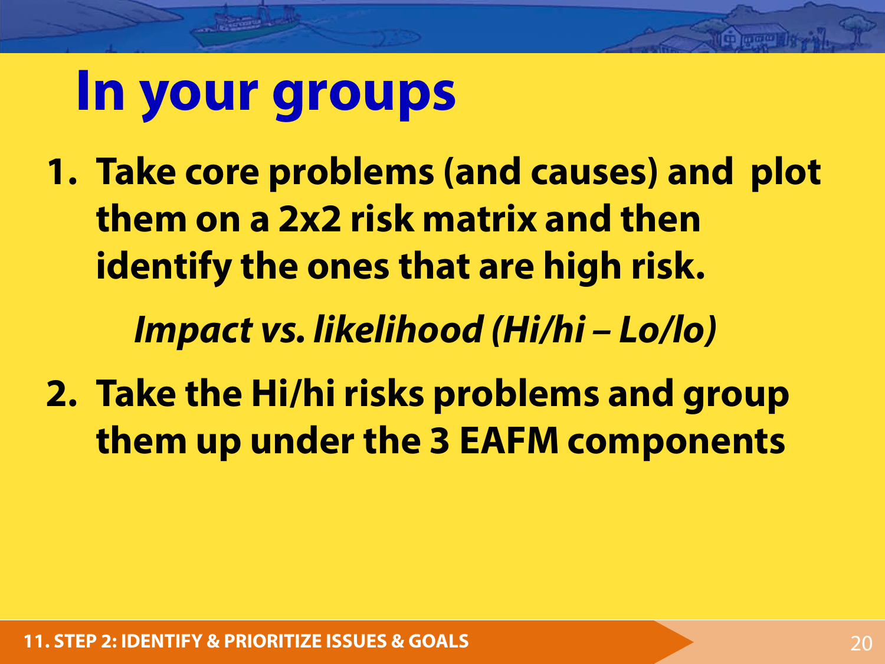# In your groups

1. **Take core problems (and causes) and plot them on a 2x2 risk matrix and then identify the ones that are high risk.**

   ***Impact vs. likelihood (Hi/hi – Lo/lo)***

2. **Take the Hi/hi risks problems and group them up under the 3 EAFM components**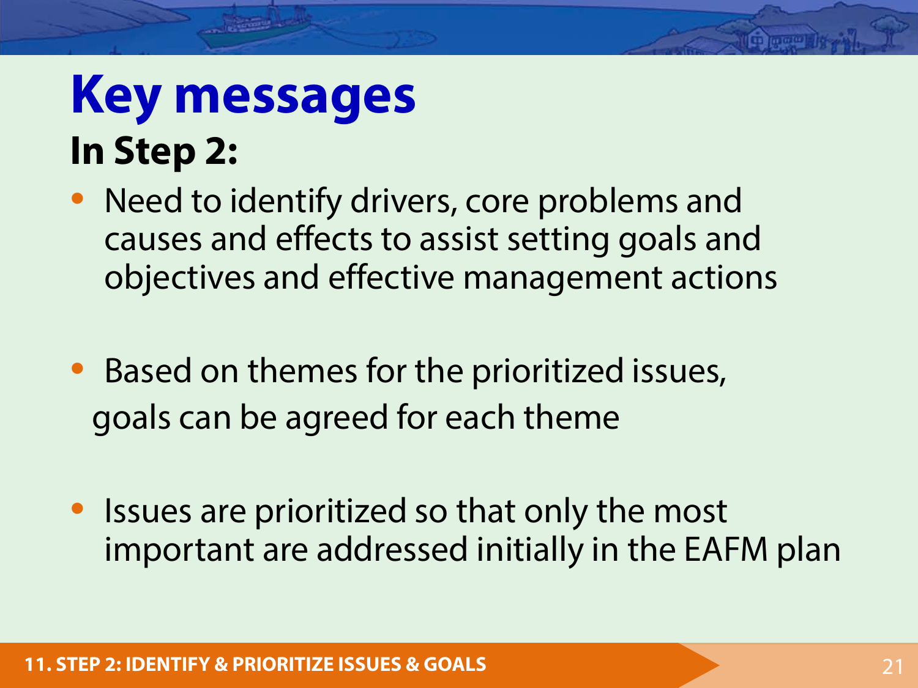# Key messages

## In Step 2:

- Need to identify drivers, core problems and causes and effects to assist setting goals and objectives and effective management actions
- Based on themes for the prioritized issues, goals can be agreed for each theme
- Issues are prioritized so that only the most important are addressed initially in the EAFM plan